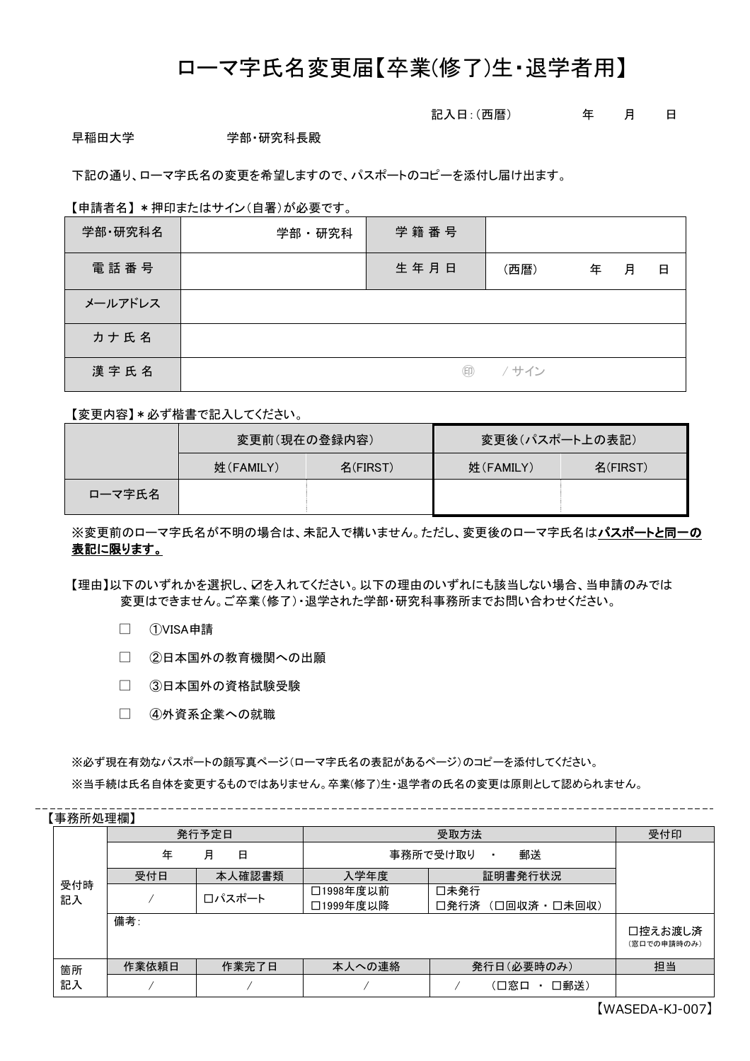# ローマ字氏名変更届【卒業(修了)生・退学者用】

記入日：(西暦)　　　年　　月　　日

早稲田大学　　　　　学部・研究科長殿

下記の通り、ローマ字氏名の変更を希望しますので、パスポートのコピーを添付し届け出ます。

【申請者名】＊押印またはサイン(自署)が必要です。

| 学部・研究科名 | 学部・研究科 | 学籍番号 | |
|---|---|---|---|
| 電話番号 | | 生年月日 | (西暦)　　年　月　日 |
| メールアドレス | | | |
| カナ氏名 | | | |
| 漢字氏名 | ㊞　/ サイン | | |

【変更内容】＊必ず楷書で記入してください。

| | 変更前(現在の登録内容) | | 変更後(パスポート上の表記) | |
|---|---|---|---|---|
| | 姓(FAMILY) | 名(FIRST) | 姓(FAMILY) | 名(FIRST) |
| ローマ字氏名 | | | | |

※変更前のローマ字氏名が不明の場合は、未記入で構いません。ただし、変更後のローマ字氏名は**パスポートと同一の表記に限ります。**

【理由】以下のいずれかを選択し、☑を入れてください。以下の理由のいずれにも該当しない場合、当申請のみでは変更はできません。ご卒業(修了)・退学された学部・研究科事務所までお問い合わせください。

- ☐ ①VISA申請
- ☐ ②日本国外の教育機関への出願
- ☐ ③日本国外の資格試験受験
- ☐ ④外資系企業への就職

※必ず現在有効なパスポートの顔写真ページ(ローマ字氏名の表記があるページ)のコピーを添付してください。

※当手続は氏名自体を変更するものではありません。卒業(修了)生・退学者の氏名の変更は原則として認められません。

【事務所処理欄】

| | 発行予定日 | | 受取方法 | | 受付印 |
|---|---|---|---|---|---|
| 受付時記入 | 年　月　日 | | 事務所で受け取り　・　郵送 | | |
| | 受付日 | 本人確認書類 | 入学年度 | 証明書発行状況 | |
| | / | ☐パスポート | ☐1998年度以前<br>☐1999年度以降 | ☐未発行<br>☐発行済 (☐回収済・☐未回収) | |
| | 備考： | | | | ☐控えお渡し済<br>(窓口での申請時のみ) |
| 箇所記入 | 作業依頼日 | 作業完了日 | 本人への連絡 | 発行日(必要時のみ) | 担当 |
| | / | / | / | /　(☐窓口・☐郵送) | |

【WASEDA-KJ-007】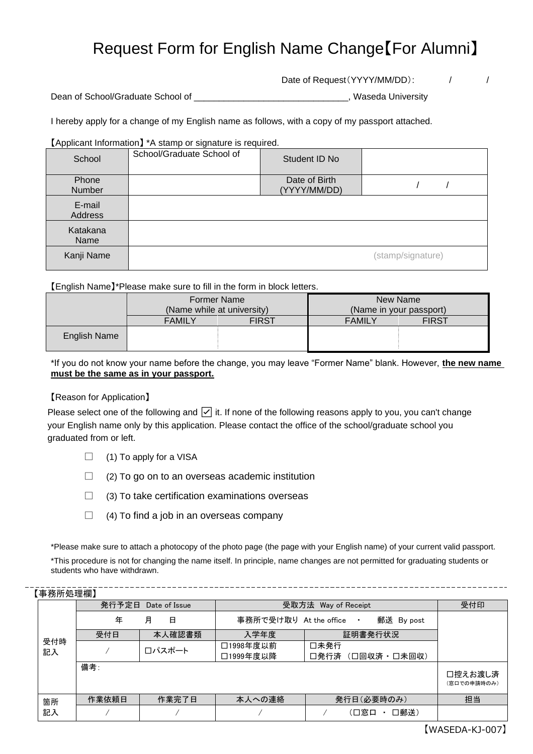# Request Form for English Name Change【For Alumni】

Date of Request（YYYY/MM/DD）:　　　/　　　/

Dean of School/Graduate School of _______________________________, Waseda University

I hereby apply for a change of my English name as follows, with a copy of my passport attached.

【Applicant Information】*A stamp or signature is required.

| | | | |
|---|---|---|---|
| School | School/Graduate School of | Student ID No | |
| Phone Number | | Date of Birth (YYYY/MM/DD) | / / |
| E-mail Address | | | |
| Katakana Name | | | |
| Kanji Name | (stamp/signature) | | |

【English Name】*Please make sure to fill in the form in block letters.

| | Former Name (Name while at university) | | New Name (Name in your passport) | |
|---|---|---|---|---|
| | FAMILY | FIRST | FAMILY | FIRST |
| English Name | | | | |

*If you do not know your name before the change, you may leave "Former Name" blank. However, **the new name must be the same as in your passport.**

【Reason for Application】

Please select one of the following and ☑ it. If none of the following reasons apply to you, you can't change your English name only by this application. Please contact the office of the school/graduate school you graduated from or left.

- ☐ (1) To apply for a VISA
- ☐ (2) To go on to an overseas academic institution
- ☐ (3) To take certification examinations overseas
- ☐ (4) To find a job in an overseas company

*Please make sure to attach a photocopy of the photo page (the page with your English name) of your current valid passport.

*This procedure is not for changing the name itself. In principle, name changes are not permitted for graduating students or students who have withdrawn.

【事務所処理欄】

| | | | | | |
|---|---|---|---|---|---|
| 受付時記入 | 発行予定日 Date of Issue | | 受取方法 Way of Receipt | | 受付印 |
| | 年　月　日 | | 事務所で受け取り At the office ・ 郵送 By post | | |
| | 受付日 | 本人確認書類 | 入学年度 | 証明書発行状況 | |
| | / | □パスポート | □1998年度以前<br>□1999年度以降 | □未発行<br>□発行済（□回収済・□未回収） | |
| | 備考: | | | | □控えお渡し済（窓口での申請時のみ） |
| 箇所記入 | 作業依頼日 | 作業完了日 | 本人への連絡 | 発行日(必要時のみ) | 担当 |
| | / | / | / | /　（□窓口 ・ □郵送） | |

【WASEDA-KJ-007】